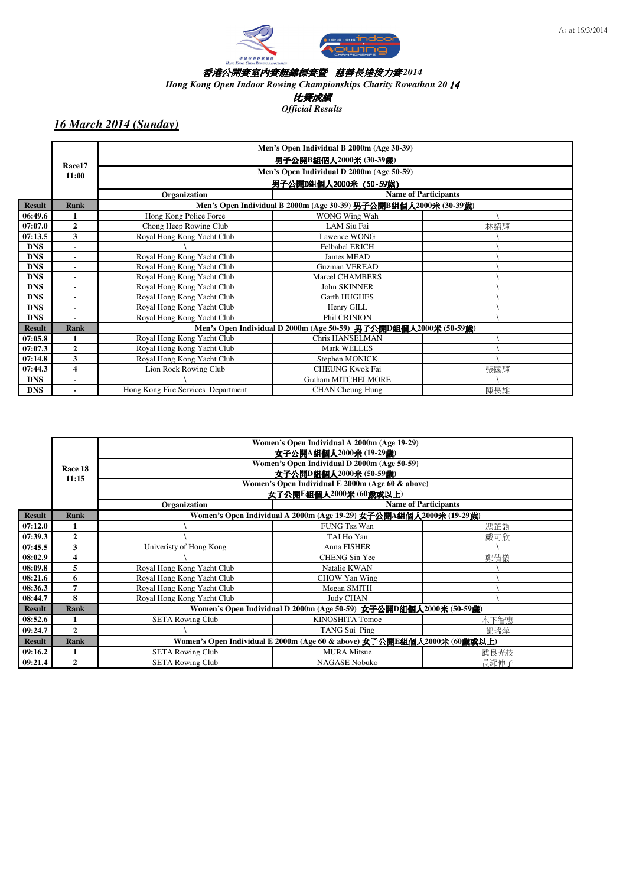As at 16/3/2014

# 香港公開賽室內賽艇錦標賽暨 慈善長途接力賽2014
## Hong Kong Open Indoor Rowing Championships Charity Rowathon 20 14
### 比賽成績
### Official Results

## *16 March 2014 (Sunday)*

| | Race17 11:00 | Men's Open Individual B 2000m (Age 30-39) 男子公開B組個人2000米 (30-39歲) / Men's Open Individual D 2000m (Age 50-59) 男子公開D組個人2000米 (50-59歲) | | |
|---|---|---|---|---|
| | | Organization | Name of Participants | |
| **Result** | **Rank** | **Men's Open Individual B 2000m (Age 30-39) 男子公開B組個人2000米 (30-39歲)** | | |
| 06:49.6 | 1 | Hong Kong Police Force | WONG Wing Wah | \ |
| 07:07.0 | 2 | Chong Heep Rowing Club | LAM Siu Fai | 林紹輝 |
| 07:13.5 | 3 | Royal Hong Kong Yacht Club | Lawence WONG | \ |
| DNS | - | \ | Felbabel ERICH | \ |
| DNS | - | Royal Hong Kong Yacht Club | James MEAD | \ |
| DNS | - | Royal Hong Kong Yacht Club | Guzman VEREAD | \ |
| DNS | - | Royal Hong Kong Yacht Club | Marcel CHAMBERS | \ |
| DNS | - | Royal Hong Kong Yacht Club | John SKINNER | \ |
| DNS | - | Royal Hong Kong Yacht Club | Garth HUGHES | \ |
| DNS | - | Royal Hong Kong Yacht Club | Henry GILL | \ |
| DNS | - | Royal Hong Kong Yacht Club | Phil CRINION | \ |
| **Result** | **Rank** | **Men's Open Individual D 2000m (Age 50-59) 男子公開D組個人2000米 (50-59歲)** | | |
| 07:05.8 | 1 | Royal Hong Kong Yacht Club | Chris HANSELMAN | \ |
| 07:07.3 | 2 | Royal Hong Kong Yacht Club | Mark WELLES | \ |
| 07:14.8 | 3 | Royal Hong Kong Yacht Club | Stephen MONICK | \ |
| 07:44.3 | 4 | Lion Rock Rowing Club | CHEUNG Kwok Fai | 張國輝 |
| DNS | - | \ | Graham MITCHELMORE | \ |
| DNS | - | Hong Kong Fire Services Department | CHAN Cheung Hung | 陳長雄 |

| | Race 18 11:15 | Women's Open Individual A 2000m (Age 19-29) 女子公開A組個人2000米 (19-29歲) / Women's Open Individual D 2000m (Age 50-59) 女子公開D組個人2000米 (50-59歲) / Women's Open Individual E 2000m (Age 60 & above) 女子公開E組個人2000米 (60歲或以上) | | |
|---|---|---|---|---|
| | | Organization | Name of Participants | |
| **Result** | **Rank** | **Women's Open Individual A 2000m (Age 19-29) 女子公開A組個人2000米 (19-29歲)** | | |
| 07:12.0 | 1 | \ | FUNG Tsz Wan | 馮芷韻 |
| 07:39.3 | 2 | \ | TAI Ho Yan | 戴可欣 |
| 07:45.5 | 3 | Univeristy of Hong Kong | Anna FISHER | \ |
| 08:02.9 | 4 | \ | CHENG Sin Yee | 鄭倩儀 |
| 08:09.8 | 5 | Royal Hong Kong Yacht Club | Natalie KWAN | \ |
| 08:21.6 | 6 | Royal Hong Kong Yacht Club | CHOW Yan Wing | \ |
| 08:36.3 | 7 | Royal Hong Kong Yacht Club | Megan SMITH | \ |
| 08:44.7 | 8 | Royal Hong Kong Yacht Club | Judy CHAN | \ |
| **Result** | **Rank** | **Women's Open Individual D 2000m (Age 50-59) 女子公開D組個人2000米 (50-59歲)** | | |
| 08:52.6 | 1 | SETA Rowing Club | KINOSHITA Tomoe | 木下智惠 |
| 09:24.7 | 2 | \ | TANG Sui Ping | 鄧瑞萍 |
| **Result** | **Rank** | **Women's Open Individual E 2000m (Age 60 & above) 女子公開E組個人2000米 (60歲或以上)** | | |
| 09:16.2 | 1 | SETA Rowing Club | MURA Mitsue | 武良光枝 |
| 09:21.4 | 2 | SETA Rowing Club | NAGASE Nobuko | 長瀨伸子 |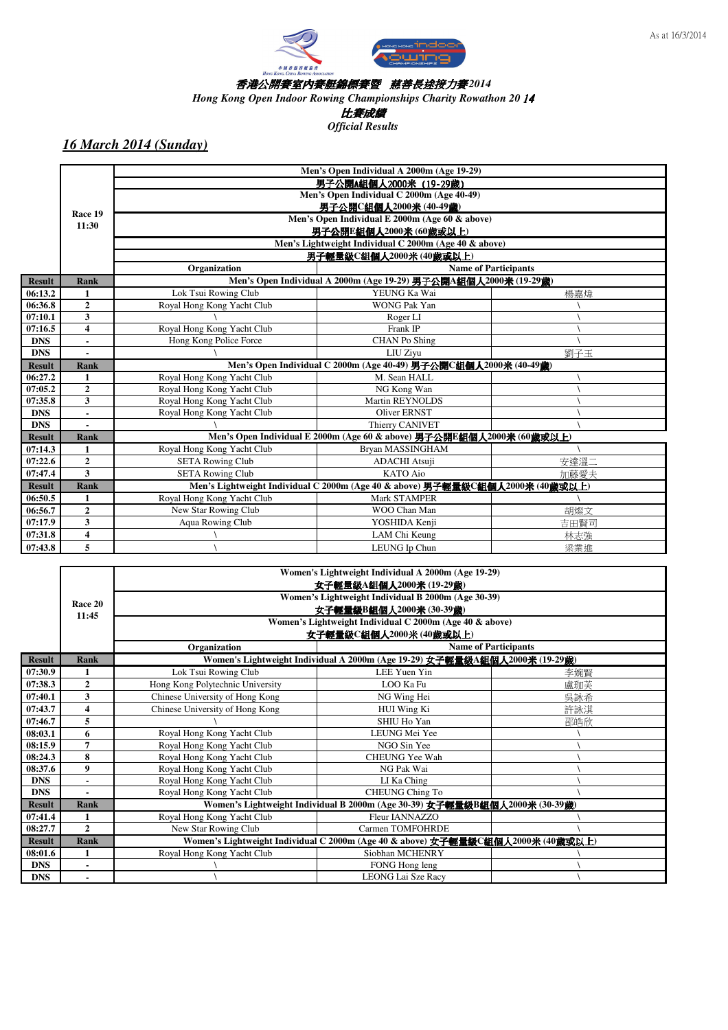As at 16/3/2014

**香港公開賽室內賽艇錦標賽暨 慈善長途接力賽2014**

*Hong Kong Open Indoor Rowing Championships Charity Rowathon 20 14*

**比賽成績**

*Official Results*

## *16 March 2014 (Sunday)*

| Result | Rank | Organization | Name of Participants | |
|---|---|---|---|---|
| Race 19 11:30 | | Men's Open Individual A 2000m (Age 19-29) 男子公開A組個人2000米 (19-29歲) / Men's Open Individual C 2000m (Age 40-49) 男子公開C組個人2000米 (40-49歲) / Men's Open Individual E 2000m (Age 60 & above) 男子公開E組個人2000米 (60歲或以上) / Men's Lightweight Individual C 2000m (Age 40 & above) 男子輕量級C組個人2000米 (40歲或以上) | | |
| **Result** | **Rank** | **Men's Open Individual A 2000m (Age 19-29) 男子公開A組個人2000米 (19-29歲)** | | |
| 06:13.2 | 1 | Lok Tsui Rowing Club | YEUNG Ka Wai | 楊嘉煒 |
| 06:36.8 | 2 | Royal Hong Kong Yacht Club | WONG Pak Yan | \ |
| 07:10.1 | 3 | \ | Roger LI | \ |
| 07:16.5 | 4 | Royal Hong Kong Yacht Club | Frank IP | \ |
| DNS | - | Hong Kong Police Force | CHAN Po Shing | \ |
| DNS | - | \ | LIU Ziyu | 劉子玉 |
| **Result** | **Rank** | **Men's Open Individual C 2000m (Age 40-49) 男子公開C組個人2000米 (40-49歲)** | | |
| 06:27.2 | 1 | Royal Hong Kong Yacht Club | M. Sean HALL | \ |
| 07:05.2 | 2 | Royal Hong Kong Yacht Club | NG Kong Wan | \ |
| 07:35.8 | 3 | Royal Hong Kong Yacht Club | Martin REYNOLDS | \ |
| DNS | - | Royal Hong Kong Yacht Club | Oliver ERNST | \ |
| DNS | - | \ | Thierry CANIVET | \ |
| **Result** | **Rank** | **Men's Open Individual E 2000m (Age 60 & above) 男子公開E組個人2000米 (60歲或以上)** | | |
| 07:14.3 | 1 | Royal Hong Kong Yacht Club | Bryan MASSINGHAM | \ |
| 07:22.6 | 2 | SETA Rowing Club | ADACHI Atsuji | 安達遥二 |
| 07:47.4 | 3 | SETA Rowing Club | KATO Aio | 加藤愛夫 |
| **Result** | **Rank** | **Men's Lightweight Individual C 2000m (Age 40 & above) 男子輕量級C組個人2000米 (40歲或以上)** | | |
| 06:50.5 | 1 | Royal Hong Kong Yacht Club | Mark STAMPER | \ |
| 06:56.7 | 2 | New Star Rowing Club | WOO Chan Man | 胡燦文 |
| 07:17.9 | 3 | Aqua Rowing Club | YOSHIDA Kenji | 吉田賢司 |
| 07:31.8 | 4 | \ | LAM Chi Keung | 林志強 |
| 07:43.8 | 5 | \ | LEUNG Ip Chun | 梁業進 |

| Result | Rank | Organization | Name of Participants | |
|---|---|---|---|---|
| Race 20 11:45 | | Women's Lightweight Individual A 2000m (Age 19-29) 女子輕量級A組個人2000米 (19-29歲) / Women's Lightweight Individual B 2000m (Age 30-39) 女子輕量級B組個人2000米 (30-39歲) / Women's Lightweight Individual C 2000m (Age 40 & above) 女子輕量級C組個人2000米 (40歲或以上) | | |
| **Result** | **Rank** | **Women's Lightweight Individual A 2000m (Age 19-29) 女子輕量級A組個人2000米 (19-29歲)** | | |
| 07:30.9 | 1 | Lok Tsui Rowing Club | LEE Yuen Yin | 李婉賢 |
| 07:38.3 | 2 | Hong Kong Polytechnic University | LOO Ka Fu | 盧珈芙 |
| 07:40.1 | 3 | Chinese University of Hong Kong | NG Wing Hei | 吳詠希 |
| 07:43.7 | 4 | Chinese University of Hong Kong | HUI Wing Ki | 許詠淇 |
| 07:46.7 | 5 | \ | SHIU Ho Yan | 邵皓欣 |
| 08:03.1 | 6 | Royal Hong Kong Yacht Club | LEUNG Mei Yee | \ |
| 08:15.9 | 7 | Royal Hong Kong Yacht Club | NGO Sin Yee | \ |
| 08:24.3 | 8 | Royal Hong Kong Yacht Club | CHEUNG Yee Wah | \ |
| 08:37.6 | 9 | Royal Hong Kong Yacht Club | NG Pak Wai | \ |
| DNS | - | Royal Hong Kong Yacht Club | LI Ka Ching | \ |
| DNS | - | Royal Hong Kong Yacht Club | CHEUNG Ching To | \ |
| **Result** | **Rank** | **Women's Lightweight Individual B 2000m (Age 30-39) 女子輕量級B組個人2000米 (30-39歲)** | | |
| 07:41.4 | 1 | Royal Hong Kong Yacht Club | Fleur IANNAZZO | \ |
| 08:27.7 | 2 | New Star Rowing Club | Carmen TOMFOHRDE | \ |
| **Result** | **Rank** | **Women's Lightweight Individual C 2000m (Age 40 & above) 女子輕量級C組個人2000米 (40歲或以上)** | | |
| 08:01.6 | 1 | Royal Hong Kong Yacht Club | Siobhan MCHENRY | \ |
| DNS | - | \ | FONG Hong leng | \ |
| DNS | - | \ | LEONG Lai Sze Racy | \ |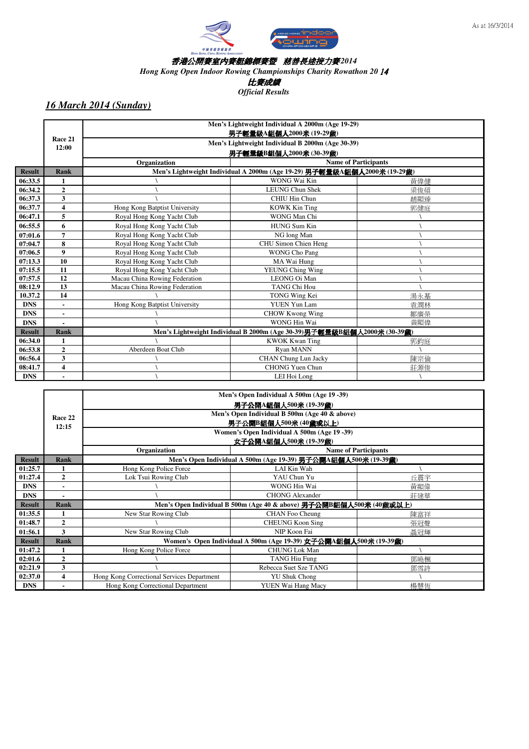As at 16/3/2014

香港公開賽室內賽艇錦標賽暨 慈善長途接力賽2014

*Hong Kong Open Indoor Rowing Championships Charity Rowathon 20 14*

比賽成績

*Official Results*

## *16 March 2014 (Sunday)*

| | Race 21 12:00 | Men's Lightweight Individual A 2000m (Age 19-29) 男子輕量級A組個人2000米 (19-29歲) / Men's Lightweight Individual B 2000m (Age 30-39) 男子輕量級B組個人2000米 (30-39歲) | | |
|---|---|---|---|---|
| | | Organization | Name of Participants | |
| **Result** | **Rank** | **Men's Lightweight Individual A 2000m (Age 19-29) 男子輕量級A組個人2000米 (19-29歲)** | | |
| 06:33.5 | 1 | \ | WONG Wai Kin | 黃偉健 |
| 06:34.2 | 2 | \ | LEUNG Chun Shek | 梁俊碩 |
| 06:37.3 | 3 | \ | CHIU Hin Chun | 趙顯臻 |
| 06:37.7 | 4 | Hong Kong Batptist University | KOWK Kin Ting | 郭健庭 |
| 06:47.1 | 5 | Royal Hong Kong Yacht Club | WONG Man Chi | \ |
| 06:55.5 | 6 | Royal Hong Kong Yacht Club | HUNG Sum Kin | \ |
| 07:01.6 | 7 | Royal Hong Kong Yacht Club | NG long Man | \ |
| 07:04.7 | 8 | Royal Hong Kong Yacht Club | CHU Simon Chien Heng | \ |
| 07:06.5 | 9 | Royal Hong Kong Yacht Club | WONG Cho Pang | \ |
| 07:13.3 | 10 | Royal Hong Kong Yacht Club | MA Wai Hung | \ |
| 07:15.5 | 11 | Royal Hong Kong Yacht Club | YEUNG Ching Wing | \ |
| 07:57.5 | 12 | Macau China Rowing Federation | LEONG Oi Man | \ |
| 08:12.9 | 13 | Macau China Rowing Federation | TANG Chi Hou | \ |
| 10.37.2 | 14 | \ | TONG Wing Kei | 湯永基 |
| DNS | - | Hong Kong Batptist University | YUEN Yun Lam | 袁潤林 |
| DNS | - | \ | CHOW Kwong Wing | 鄒廣榮 |
| DNS | - | \ | WONG Hin Wai | 黃顯偉 |
| **Result** | **Rank** | **Men's Lightweight Individual B 2000m (Age 30-39)男子輕量級B組個人2000米 (30-39歲)** | | |
| 06:34.0 | 1 | \ | KWOK Kwan Ting | 郭鈞庭 |
| 06:53.8 | 2 | Aberdeen Boat Club | Ryan MANN | \ |
| 06:56.4 | 3 | \ | CHAN Chung Lun Jacky | 陳宗倫 |
| 08:41.7 | 4 | \ | CHONG Yuen Chun | 莊源俊 |
| DNS | - | \ | LEI Hoi Long | \ |

| | Race 22 12:15 | Men's Open Individual A 500m (Age 19 -39) 男子公開A組個人500米 (19-39歲) / Men's Open Individual B 500m (Age 40 & above) 男子公開B組個人500米 (40歲或以上) / Women's Open Individual A 500m (Age 19 -39) 女子公開A組個人500米 (19-39歲) | | |
|---|---|---|---|---|
| | | Organization | Name of Participants | |
| **Result** | **Rank** | **Men's Open Individual A 500m (Age 19-39) 男子公開A組個人500米 (19-39歲)** | | |
| 01:25.7 | 1 | Hong Kong Police Force | LAI Kin Wah | \ |
| 01:27.4 | 2 | Lok Tsui Rowing Club | YAU Chun Yu | 丘震宇 |
| DNS | - | \ | WONG Hin Wai | 黃顯偉 |
| DNS | - | \ | CHONG Alexander | 莊建華 |
| **Result** | **Rank** | **Men's Open Individual B 500m (Age 40 & above) 男子公開B組個人500米 (40歲或以上)** | | |
| 01:35.5 | 1 | New Star Rowing Club | CHAN Foo Cheung | 陳富祥 |
| 01:48.7 | 2 | \ | CHEUNG Koon Sing | 張冠聲 |
| 01:56.1 | 3 | New Star Rowing Club | NIP Koon Fai | 聶冠輝 |
| **Result** | **Rank** | **Women's Open Individual A 500m (Age 19-39) 女子公開A組個人500米 (19-39歲)** | | |
| 01:47.2 | 1 | Hong Kong Police Force | CHUNG Lok Man | \ |
| 02:01.6 | 2 | \ | TANG Hiu Fung | 鄧曉楓 |
| 02:21.9 | 3 | \ | Rebecca Suet Sze TANG | 鄧雪詩 |
| 02:37.0 | 4 | Hong Kong Correctional Services Department | YU Shuk Chong | \ |
| DNS | - | Hong Kong Correctional Department | YUEN Wai Hang Macy | 楊慧恆 |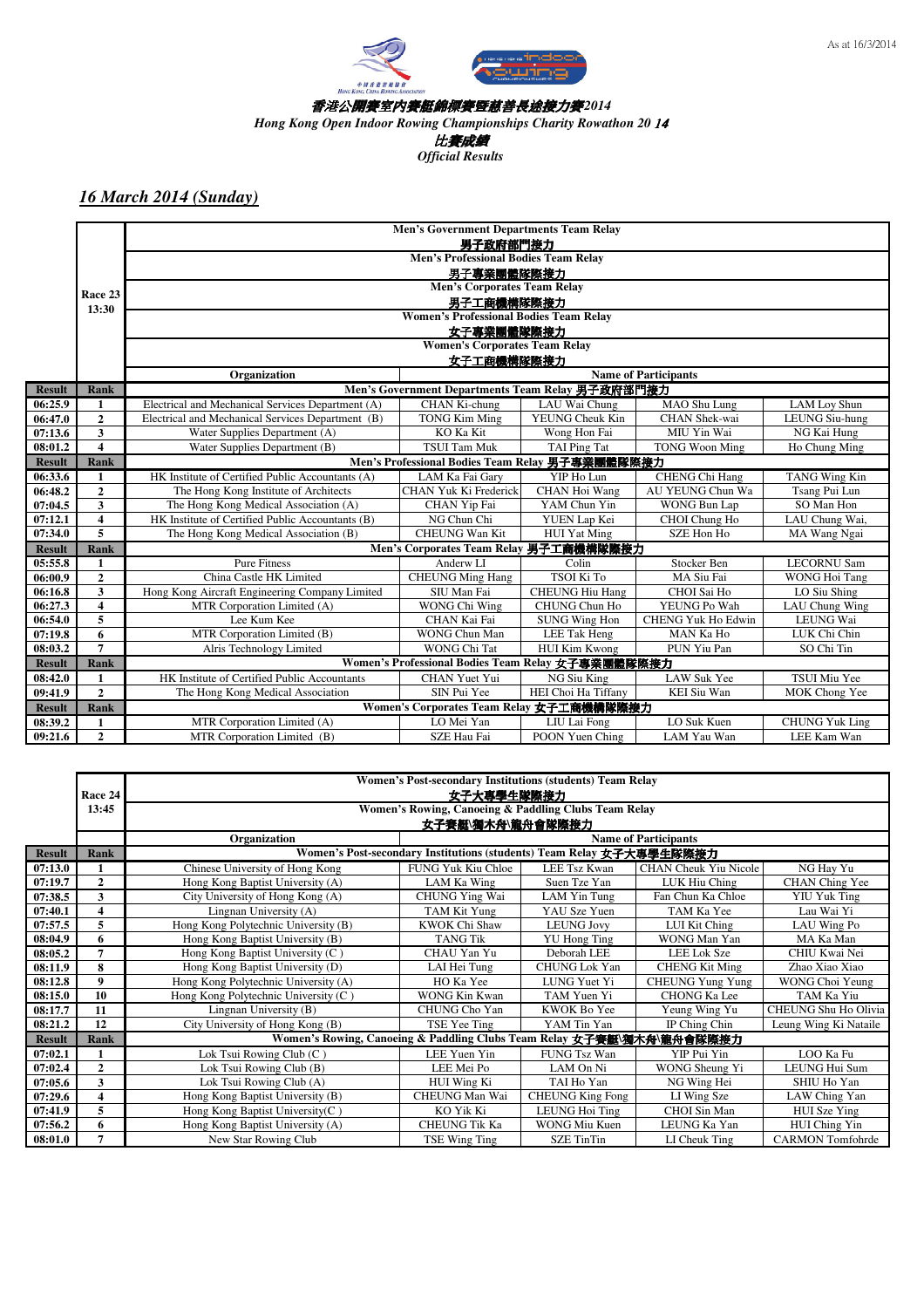As at 16/3/2014

# 香港公開賽室內賽艇錦標賽暨慈善長途接力賽2014
## *Hong Kong Open Indoor Rowing Championships Charity Rowathon 2014*
### 比賽成績
### *Official Results*

## *16 March 2014 (Sunday)*

**Race 23 — 13:30**

Men's Government Departments Team Relay 男子政府部門接力
Men's Professional Bodies Team Relay 男子專業團體隊際接力
Men's Corporates Team Relay 男子工商機構隊際接力
Women's Professional Bodies Team Relay 女子專業團體隊際接力
Women's Corporates Team Relay 女子工商機構隊際接力

| Result | Rank | Organization | Name of Participants | | | |
|---|---|---|---|---|---|---|
| **Result** | **Rank** | **Men's Government Departments Team Relay 男子政府部門接力** | | | | |
| 06:25.9 | 1 | Electrical and Mechanical Services Department (A) | CHAN Ki-chung | LAU Wai Chung | MAO Shu Lung | LAM Loy Shun |
| 06:47.0 | 2 | Electrical and Mechanical Services Department (B) | TONG Kim Ming | YEUNG Cheuk Kin | CHAN Shek-wai | LEUNG Siu-hung |
| 07:13.6 | 3 | Water Supplies Department (A) | KO Ka Kit | Wong Hon Fai | MIU Yin Wai | NG Kai Hung |
| 08:01.2 | 4 | Water Supplies Department (B) | TSUI Tam Muk | TAI Ping Tat | TONG Woon Ming | Ho Chung Ming |
| **Result** | **Rank** | **Men's Professional Bodies Team Relay 男子專業團體隊際接力** | | | | |
| 06:33.6 | 1 | HK Institute of Certified Public Accountants (A) | LAM Ka Fai Gary | YIP Ho Lun | CHENG Chi Hang | TANG Wing Kin |
| 06:48.2 | 2 | The Hong Kong Institute of Architects | CHAN Yuk Ki Frederick | CHAN Hoi Wang | AU YEUNG Chun Wa | Tsang Pui Lun |
| 07:04.5 | 3 | The Hong Kong Medical Association (A) | CHAN Yip Fai | YAM Chun Yin | WONG Bun Lap | SO Man Hon |
| 07:12.1 | 4 | HK Institute of Certified Public Accountants (B) | NG Chun Chi | YUEN Lap Kei | CHOI Chung Ho | LAU Chung Wai, |
| 07:34.0 | 5 | The Hong Kong Medical Association (B) | CHEUNG Wan Kit | HUI Yat Ming | SZE Hon Ho | MA Wang Ngai |
| **Result** | **Rank** | **Men's Corporates Team Relay 男子工商機構隊際接力** | | | | |
| 05:55.8 | 1 | Pure Fitness | Anderw LI | Colin | Stocker Ben | LECORNU Sam |
| 06:00.9 | 2 | China Castle HK Limited | CHEUNG Ming Hang | TSOI Ki To | MA Siu Fai | WONG Hoi Tang |
| 06:16.8 | 3 | Hong Kong Aircraft Engineering Company Limited | SIU Man Fai | CHEUNG Hiu Hang | CHOI Sai Ho | LO Siu Shing |
| 06:27.3 | 4 | MTR Corporation Limited (A) | WONG Chi Wing | CHUNG Chun Ho | YEUNG Po Wah | LAU Chung Wing |
| 06:54.0 | 5 | Lee Kum Kee | CHAN Kai Fai | SUNG Wing Hon | CHENG Yuk Ho Edwin | LEUNG Wai |
| 07:19.8 | 6 | MTR Corporation Limited (B) | WONG Chun Man | LEE Tak Heng | MAN Ka Ho | LUK Chi Chin |
| 08:03.2 | 7 | Alris Technology Limited | WONG Chi Tat | HUI Kim Kwong | PUN Yiu Pan | SO Chi Tin |
| **Result** | **Rank** | **Women's Professional Bodies Team Relay 女子專業團體隊際接力** | | | | |
| 08:42.0 | 1 | HK Institute of Certified Public Accountants | CHAN Yuet Yui | NG Siu King | LAW Suk Yee | TSUI Miu Yee |
| 09:41.9 | 2 | The Hong Kong Medical Association | SIN Pui Yee | HEI Choi Ha Tiffany | KEI Siu Wan | MOK Chong Yee |
| **Result** | **Rank** | **Women's Corporates Team Relay 女子工商機構隊際接力** | | | | |
| 08:39.2 | 1 | MTR Corporation Limited (A) | LO Mei Yan | LIU Lai Fong | LO Suk Kuen | CHUNG Yuk Ling |
| 09:21.6 | 2 | MTR Corporation Limited (B) | SZE Hau Fai | POON Yuen Ching | LAM Yau Wan | LEE Kam Wan |

**Race 24 — 13:45**

Women's Post-secondary Institutions (students) Team Relay 女子大專學生隊際接力
Women's Rowing, Canoeing & Paddling Clubs Team Relay 女子賽艇\獨木舟\龍舟會隊際接力

| Result | Rank | Organization | Name of Participants | | | |
|---|---|---|---|---|---|---|
| **Result** | **Rank** | **Women's Post-secondary Institutions (students) Team Relay 女子大專學生隊際接力** | | | | |
| 07:13.0 | 1 | Chinese University of Hong Kong | FUNG Yuk Kiu Chloe | LEE Tsz Kwan | CHAN Cheuk Yiu Nicole | NG Hay Yu |
| 07:19.7 | 2 | Hong Kong Baptist University (A) | LAM Ka Wing | Suen Tze Yan | LUK Hiu Ching | CHAN Ching Yee |
| 07:38.5 | 3 | City University of Hong Kong (A) | CHUNG Ying Wai | LAM Yin Tung | Fan Chun Ka Chloe | YIU Yuk Ting |
| 07:40.1 | 4 | Lingnan University (A) | TAM Kit Yung | YAU Sze Yuen | TAM Ka Yee | Lau Wai Yi |
| 07:57.5 | 5 | Hong Kong Polytechnic University (B) | KWOK Chi Shaw | LEUNG Jovy | LUI Kit Ching | LAU Wing Po |
| 08:04.9 | 6 | Hong Kong Baptist University (B) | TANG Tik | YU Hong Ting | WONG Man Yan | MA Ka Man |
| 08:05.2 | 7 | Hong Kong Baptist University (C ) | CHAU Yan Yu | Deborah LEE | LEE Lok Sze | CHIU Kwai Nei |
| 08:11.9 | 8 | Hong Kong Baptist University (D) | LAI Hei Tung | CHUNG Lok Yan | CHENG Kit Ming | Zhao Xiao Xiao |
| 08:12.8 | 9 | Hong Kong Polytechnic University (A) | HO Ka Yee | LUNG Yuet Yi | CHEUNG Yung Yung | WONG Choi Yeung |
| 08:15.0 | 10 | Hong Kong Polytechnic University (C ) | WONG Kin Kwan | TAM Yuen Yi | CHONG Ka Lee | TAM Ka Yiu |
| 08:17.7 | 11 | Lingnan University (B) | CHUNG Cho Yan | KWOK Bo Yee | Yeung Wing Yu | CHEUNG Shu Ho Olivia |
| 08:21.2 | 12 | City University of Hong Kong (B) | TSE Yee Ting | YAM Tin Yan | IP Ching Chin | Leung Wing Ki Nataile |
| **Result** | **Rank** | **Women's Rowing, Canoeing & Paddling Clubs Team Relay 女子賽艇\獨木舟\龍舟會隊際接力** | | | | |
| 07:02.1 | 1 | Lok Tsui Rowing Club (C ) | LEE Yuen Yin | FUNG Tsz Wan | YIP Pui Yin | LOO Ka Fu |
| 07:02.4 | 2 | Lok Tsui Rowing Club (B) | LEE Mei Po | LAM On Ni | WONG Sheung Yi | LEUNG Hui Sum |
| 07:05.6 | 3 | Lok Tsui Rowing Club (A) | HUI Wing Ki | TAI Ho Yan | NG Wing Hei | SHIU Ho Yan |
| 07:29.6 | 4 | Hong Kong Baptist University (B) | CHEUNG Man Wai | CHEUNG King Fong | LI Wing Sze | LAW Ching Yan |
| 07:41.9 | 5 | Hong Kong Baptist University(C ) | KO Yik Ki | LEUNG Hoi Ting | CHOI Sin Man | HUI Sze Ying |
| 07:56.2 | 6 | Hong Kong Baptist University (A) | CHEUNG Tik Ka | WONG Miu Kuen | LEUNG Ka Yan | HUI Ching Yin |
| 08:01.0 | 7 | New Star Rowing Club | TSE Wing Ting | SZE TinTin | LI Cheuk Ting | CARMON Tomfohrde |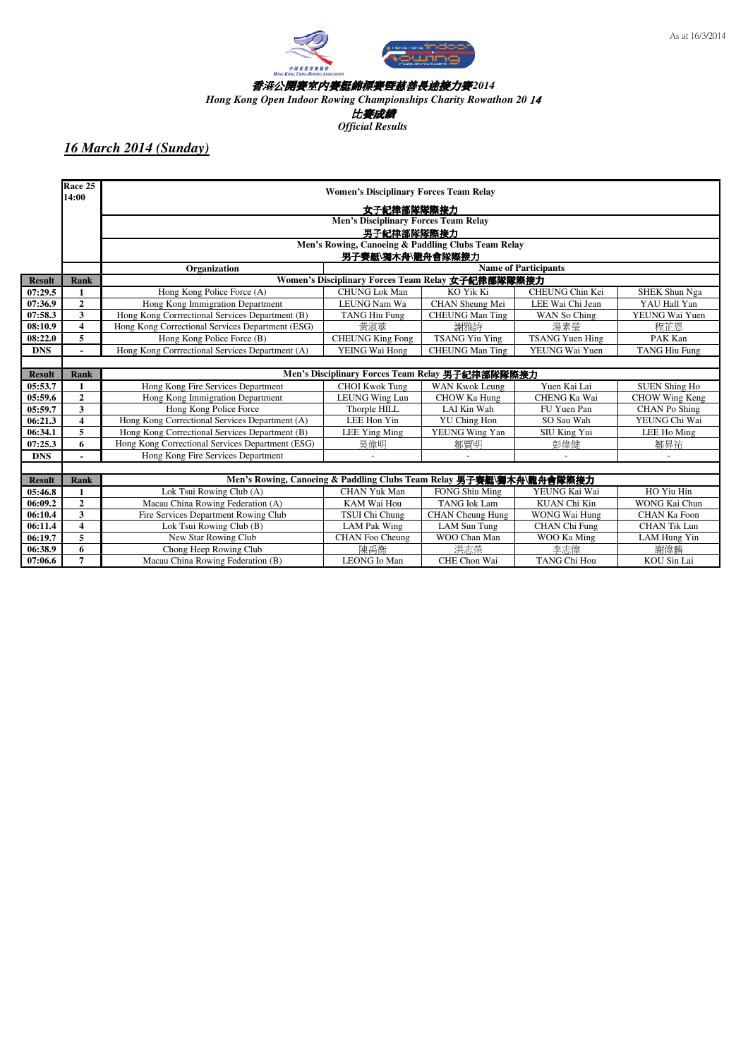As at 16/3/2014

# 香港公開賽室內賽艇錦標賽暨慈善長途接力賽2014

## *Hong Kong Open Indoor Rowing Championships Charity Rowathon 2014*

## 比賽成績

## *Official Results*

## *16 March 2014 (Sunday)*

**Race 25 14:00**

**Women's Disciplinary Forces Team Relay 女子紀律部隊隊際接力**

**Men's Disciplinary Forces Team Relay 男子紀律部隊隊際接力**

**Men's Rowing, Canoeing & Paddling Clubs Team Relay 男子賽艇\獨木舟\龍舟會隊際接力**

| Result | Rank | Organization | Name of Participants | | | |
|---|---|---|---|---|---|---|
| | | **Women's Disciplinary Forces Team Relay 女子紀律部隊隊際接力** | | | | |
| 07:29.5 | 1 | Hong Kong Police Force (A) | CHUNG Lok Man | KO Yik Ki | CHEUNG Chin Kei | SHEK Shun Nga |
| 07:36.9 | 2 | Hong Kong Immigration Department | LEUNG Nam Wa | CHAN Sheung Mei | LEE Wai Chi Jean | YAU Hall Yan |
| 07:58.3 | 3 | Hong Kong Corrrectional Services Department (B) | TANG Hiu Fung | CHEUNG Man Ting | WAN So Ching | YEUNG Wai Yuen |
| 08:10.9 | 4 | Hong Kong Correctional Services Department (ESG) | 黃淑華 | 謝雅詩 | 湯素瑩 | 程芷恩 |
| 08:22.0 | 5 | Hong Kong Police Force (B) | CHEUNG King Fong | TSANG Yiu Ying | TSANG Yuen Hing | PAK Kan |
| DNS | - | Hong Kong Corrrectional Services Department (A) | YEING Wai Hong | CHEUNG Man Ting | YEUNG Wai Yuen | TANG Hiu Fung |
| | | **Men's Disciplinary Forces Team Relay 男子紀律部隊隊際接力** | | | | |
| 05:53.7 | 1 | Hong Kong Fire Services Department | CHOI Kwok Tung | WAN Kwok Leung | Yuen Kai Lai | SUEN Shing Ho |
| 05:59.6 | 2 | Hong Kong Immigration Department | LEUNG Wing Lun | CHOW Ka Hung | CHENG Ka Wai | CHOW Wing Keng |
| 05:59.7 | 3 | Hong Kong Police Force | Thorple HILL | LAI Kin Wah | FU Yuen Pan | CHAN Po Shing |
| 06:21.3 | 4 | Hong Kong Correctional Services Department (A) | LEE Hon Yin | YU Ching Hon | SO Sau Wah | YEUNG Chi Wai |
| 06:34.1 | 5 | Hong Kong Correctional Services Department (B) | LEE Ying Ming | YEUNG Wing Yan | SIU King Yui | LEE Ho Ming |
| 07:25.3 | 6 | Hong Kong Correctional Services Department (ESG) | 吳偉明 | 鄒賈明 | 彭偉健 | 鄒昇祐 |
| DNS | - | Hong Kong Fire Services Department | - | - | - | - |
| | | **Men's Rowing, Canoeing & Paddling Clubs Team Relay 男子賽艇\獨木舟\龍舟會隊際接力** | | | | |
| 05:46.8 | 1 | Lok Tsui Rowing Club (A) | CHAN Yuk Man | FONG Shiu Ming | YEUNG Kai Wai | HO Yiu Hin |
| 06:09.2 | 2 | Macau China Rowing Federation (A) | KAM Wai Hou | TANG Iok Lam | KUAN Chi Kin | WONG Kai Chun |
| 06:10.4 | 3 | Fire Services Department Rowing Club | TSUI Chi Chung | CHAN Cheung Hung | WONG Wai Hung | CHAN Ka Foon |
| 06:11.4 | 4 | Lok Tsui Rowing Club (B) | LAM Pak Wing | LAM Sun Tung | CHAN Chi Fung | CHAN Tik Lun |
| 06:19.7 | 5 | New Star Rowing Club | CHAN Foo Cheung | WOO Chan Man | WOO Ka Ming | LAM Hung Yin |
| 06:38.9 | 6 | Chong Heep Rowing Club | 陳禹衡 | 洪志榮 | 李志偉 | 謝偉麟 |
| 07:06.6 | 7 | Macau China Rowing Federation (B) | LEONG Io Man | CHE Chon Wai | TANG Chi Hou | KOU Sin Lai |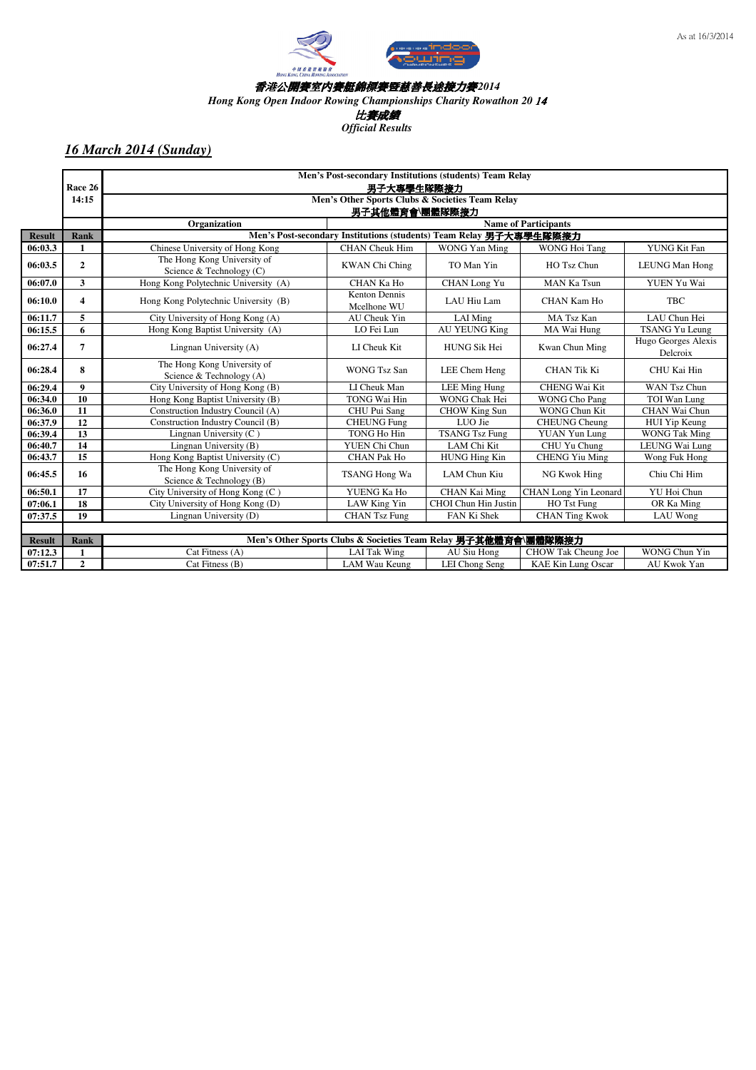As at 16/3/2014

# 香港公開賽室內賽艇錦標賽暨慈善長途接力賽2014

*Hong Kong Open Indoor Rowing Championships Charity Rowathon 20 14*

比賽成績

*Official Results*

## *16 March 2014 (Sunday)*

| Result | Rank | Organization | Name of Participants | | | |
|---|---|---|---|---|---|---|
| | Race 26 14:15 | Men's Post-secondary Institutions (students) Team Relay 男子大專學生隊際接力 / Men's Other Sports Clubs & Societies Team Relay 男子其他體育會\團體隊際接力 | | | | |
| | | **Men's Post-secondary Institutions (students) Team Relay 男子大專學生隊際接力** | | | | |
| 06:03.3 | 1 | Chinese University of Hong Kong | CHAN Cheuk Him | WONG Yan Ming | WONG Hoi Tang | YUNG Kit Fan |
| 06:03.5 | 2 | The Hong Kong University of Science & Technology (C) | KWAN Chi Ching | TO Man Yin | HO Tsz Chun | LEUNG Man Hong |
| 06:07.0 | 3 | Hong Kong Polytechnic University (A) | CHAN Ka Ho | CHAN Long Yu | MAN Ka Tsun | YUEN Yu Wai |
| 06:10.0 | 4 | Hong Kong Polytechnic University (B) | Kenton Dennis Mcelhone WU | LAU Hiu Lam | CHAN Kam Ho | TBC |
| 06:11.7 | 5 | City University of Hong Kong (A) | AU Cheuk Yin | LAI Ming | MA Tsz Kan | LAU Chun Hei |
| 06:15.5 | 6 | Hong Kong Baptist University (A) | LO Fei Lun | AU YEUNG King | MA Wai Hung | TSANG Yu Leung |
| 06:27.4 | 7 | Lingnan University (A) | LI Cheuk Kit | HUNG Sik Hei | Kwan Chun Ming | Hugo Georges Alexis Delcroix |
| 06:28.4 | 8 | The Hong Kong University of Science & Technology (A) | WONG Tsz San | LEE Chem Heng | CHAN Tik Ki | CHU Kai Hin |
| 06:29.4 | 9 | City University of Hong Kong (B) | LI Cheuk Man | LEE Ming Hung | CHENG Wai Kit | WAN Tsz Chun |
| 06:34.0 | 10 | Hong Kong Baptist University (B) | TONG Wai Hin | WONG Chak Hei | WONG Cho Pang | TOI Wan Lung |
| 06:36.0 | 11 | Construction Industry Council (A) | CHU Pui Sang | CHOW King Sun | WONG Chun Kit | CHAN Wai Chun |
| 06:37.9 | 12 | Construction Industry Council (B) | CHEUNG Fung | LUO Jie | CHEUNG Cheung | HUI Yip Keung |
| 06:39.4 | 13 | Lingnan University (C ) | TONG Ho Hin | TSANG Tsz Fung | YUAN Yun Lung | WONG Tak Ming |
| 06:40.7 | 14 | Lingnan University (B) | YUEN Chi Chun | LAM Chi Kit | CHU Yu Chung | LEUNG Wai Lung |
| 06:43.7 | 15 | Hong Kong Baptist University (C) | CHAN Pak Ho | HUNG Hing Kin | CHENG Yiu Ming | Wong Fuk Hong |
| 06:45.5 | 16 | The Hong Kong University of Science & Technology (B) | TSANG Hong Wa | LAM Chun Kiu | NG Kwok Hing | Chiu Chi Him |
| 06:50.1 | 17 | City University of Hong Kong (C ) | YUENG Ka Ho | CHAN Kai Ming | CHAN Long Yin Leonard | YU Hoi Chun |
| 07:06.1 | 18 | City University of Hong Kong (D) | LAW King Yin | CHOI Chun Hin Justin | HO Tst Fung | OR Ka Ming |
| 07:37.5 | 19 | Lingnan University (D) | CHAN Tsz Fung | FAN Ki Shek | CHAN Ting Kwok | LAU Wong |
| | | | | | | |
| **Result** | **Rank** | **Men's Other Sports Clubs & Societies Team Relay 男子其他體育會\團體隊際接力** | | | | |
| 07:12.3 | 1 | Cat Fitness (A) | LAI Tak Wing | AU Siu Hong | CHOW Tak Cheung Joe | WONG Chun Yin |
| 07:51.7 | 2 | Cat Fitness (B) | LAM Wau Keung | LEI Chong Seng | KAE Kin Lung Oscar | AU Kwok Yan |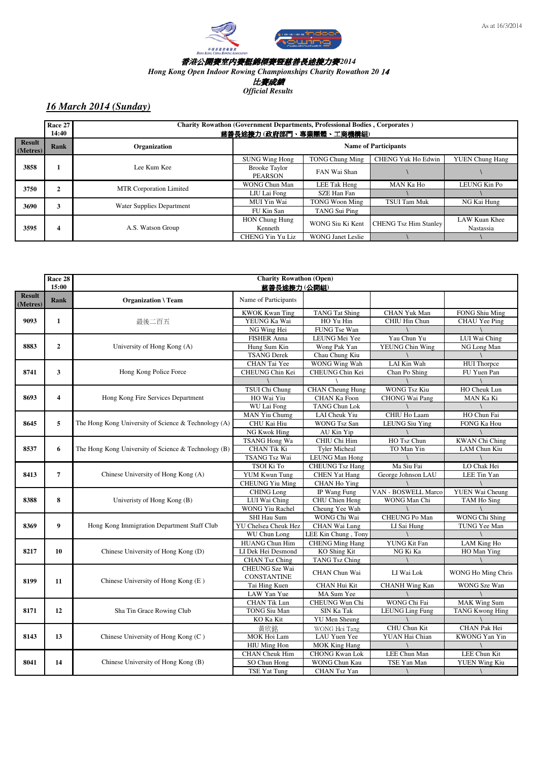As at 16/3/2014

# 香港公開賽室內賽艇錦標賽暨慈善長途接力賽2014
## *Hong Kong Open Indoor Rowing Championships Charity Rowathon 2014*
### *比賽成績*
### *Official Results*

## *16 March 2014 (Sunday)*

| | Race 27 14:40 | Charity Rowathon (Government Departments, Professional Bodies , Corporates ) 慈善長途接力 (政府部門、專業團體、工商機構組) | | | | |
|---|---|---|---|---|---|---|
| Result (Metres) | Rank | Organization | Name of Participants | | | |
| 3858 | 1 | Lee Kum Kee | SUNG Wing Hong | TONG Chung Ming | CHENG Yuk Ho Edwin | YUEN Chung Hang |
| | | | Brooke Taylor PEARSON | FAN Wai Shan | \ | \ |
| 3750 | 2 | MTR Corporation Limited | WONG Chun Man | LEE Tak Heng | MAN Ka Ho | LEUNG Kin Po |
| | | | LIU Lai Fong | SZE Han Fan | \ | \ |
| 3690 | 3 | Water Supplies Department | MUI Yin Wai | TONG Woon Ming | TSUI Tam Muk | NG Kai Hung |
| | | | FU Kin San | TANG Sui Ping | | |
| 3595 | 4 | A.S. Watson Group | HON Chung Hung Kenneth | WONG Siu Ki Kent | CHENG Tsz Him Stanley | LAW Kuan Khee Nastassia |
| | | | CHENG Yin Yu Liz | WONG Janet Leslie | \ | \ |

| | Race 28 15:00 | Charity Rowathon (Open) 慈善長途接力 (公開組) | | | | |
|---|---|---|---|---|---|---|
| Result (Metres) | Rank | Organization \ Team | Name of Participants | | | |
| 9093 | 1 | 最後二百五 | KWOK Kwan Ting | TANG Tat Shing | CHAN Yuk Man | FONG Shiu Ming |
| | | | YEUNG Ka Wai | HO Yu Hin | CHIU Hin Chun | CHAU Yee Ping |
| | | | NG Wing Hei | FUNG Tse Wan | \ | \ |
| 8883 | 2 | University of Hong Kong (A) | FISHER Anna | LEUNG Mei Yee | Yau Chun Yu | LUI Wai Ching |
| | | | Hung Sum Kin | Wong Pak Yan | YEUNG Chin Wing | NG Long Man |
| | | | TSANG Derek | Chau Chung Kiu | \ | \ |
| 8741 | 3 | Hong Kong Police Force | CHAN Tai Yee | WONG Wing Wah | LAI Kin Wah | HUI Thorpce |
| | | | CHEUNG Chin Kei | CHEUNG Chin Kei | Chan Po Shing | FU Yuen Pan |
| | | | \ | \ | \ | \ |
| 8693 | 4 | Hong Kong Fire Services Department | TSUI Chi Chung | CHAN Cheung Hung | WONG Tsz Kiu | HO Cheuk Lun |
| | | | HO Wai Yiu | CHAN Ka Foon | CHONG Wai Pang | MAN Ka Ki |
| | | | WU Lai Fong | TANG Chun Lok | \ | \ |
| 8645 | 5 | The Hong Kong University of Science & Technology (A) | MAN Yiu Chumg | LAI Cheuk Yiu | CHIU Ho Laam | HO Chun Fai |
| | | | CHU Kai Hiu | WONG Tsz San | LEUNG Siu Ying | FONG Ka Hou |
| | | | NG Kwok Hing | AU Kin Yip | \ | \ |
| 8537 | 6 | The Hong Kong University of Science & Technology (B) | TSANG Hong Wa | CHIU Chi Him | HO Tsz Chun | KWAN Chi Ching |
| | | | CHAN Tik Ki | Tyler Micheal | TO Man Yin | LAM Chun Kiu |
| | | | TSANG Tsz Wai | LEUNG Man Hong | \ | \ |
| 8413 | 7 | Chinese University of Hong Kong (A) | TSOI Ki To | CHEUNG Tsz Hang | Ma Siu Fai | LO Chak Hei |
| | | | YUM Kwun Tung | CHEN Yat Hang | George Johnson LAU | LEE Tin Yan |
| | | | CHEUNG Yiu Ming | CHAN Ho Ying | \ | \ |
| 8388 | 8 | Univeristy of Hong Kong (B) | CHING Long | IP Wang Fung | VAN - BOSWELL Marco | YUEN Wai Cheung |
| | | | LUI Wai Ching | CHU Chien Heng | WONG Man Chi | TAM Ho Sing |
| | | | WONG Yiu Rachel | Cheung Yee Wah | \ | \ |
| 8369 | 9 | Hong Kong Immigration Department Staff Club | SHI Hau Sum | WONG Chi Wai | CHEUNG Po Man | WONG Chi Shing |
| | | | YU Chelsea Cheuk Hez | CHAN Wai Lung | LI Sai Hung | TUNG Yee Man |
| | | | WU Chun Long | LEE Kin Chung , Tony | \ | \ |
| 8217 | 10 | Chinese University of Hong Kong (D) | HUANG Chun Him | CHENG Ming Hang | YUNG Kit Fan | LAM King Ho |
| | | | LI Dek Hei Desmond | KO Shing Kit | NG Ki Ka | HO Man Ying |
| | | | CHAN Tsz Ching | TANG Tsz Ching | \ | \ |
| 8199 | 11 | Chinese University of Hong Kong (E ) | CHEUNG Sze Wai CONSTANTINE | CHAN Chun Wai | LI Wai Lok | WONG Ho Ming Chris |
| | | | Tai Hing Kuen | CHAN Hui Kit | CHANH Wing Kan | WONG Sze Wan |
| | | | LAW Yan Yue | MA Sum Yee | \ | \ |
| 8171 | 12 | Sha Tin Grace Rowing Club | CHAN Tik Lun | CHEUNG Wun Chi | WONG Chi Fai | MAK Wing Sum |
| | | | TONG Siu Man | SIN Ka Tak | LEUNG Ling Fung | TANG Kwong Hing |
| | | | KO Ka Kit | YU Men Sheung | \ | \ |
| 8143 | 13 | Chinese University of Hong Kong (C ) | 黃欣銘 | WONG Hoi Tang | CHU Chun Kit | CHAN Pak Hei |
| | | | MOK Hoi Lam | LAU Yuen Yee | YUAN Hai Chian | KWONG Yan Yin |
| | | | HIU Ming Hon | MOK King Hang | \ | \ |
| 8041 | 14 | Chinese University of Hong Kong (B) | CHAN Cheuk Him | CHONG Kwan Lok | LEE Chun Man | LEE Chun Kit |
| | | | SO Chun Hong | WONG Chun Kau | TSE Yan Man | YUEN Wing Kiu |
| | | | TSE Yat Tung | CHAN Tsz Yan | \ | \ |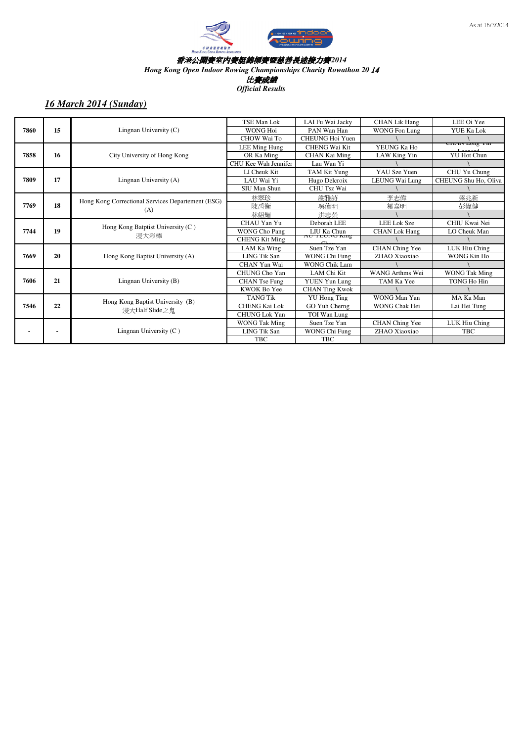香港公開賽室內賽艇錦標賽暨慈善長途接力賽2014

*Hong Kong Open Indoor Rowing Championships Charity Rowathon 20 14*

比賽成績

*Official Results*

## *16 March 2014 (Sunday)*

| | | | | | | |
|---|---|---|---|---|---|---|
| **7860** | **15** | Lingnan University (C) | TSE Man Lok | LAI Fu Wai Jacky | CHAN Lik Hang | LEE Oi Yee |
| | | | WONG Hoi | PAN Wan Han | WONG Fon Lung | YUE Ka Lok |
| | | | CHOW Wai To | CHEUNG Hoi Yuen | \ | \ |
| **7858** | **16** | City University of Hong Kong | LEE Ming Hung | CHENG Wai Kit | YEUNG Ka Ho | CHAN Long Yin Leonard |
| | | | OR Ka Ming | CHAN Kai Ming | LAW King Yin | YU Hot Chun |
| | | | CHU Kee Wah Jennifer | Lau Wan Yi | \ | \ |
| **7809** | **17** | Lingnan University (A) | LI Cheuk Kit | TAM Kit Yung | YAU Sze Yuen | CHU Yu Chung |
| | | | LAU Wai Yi | Hugo Delcroix | LEUNG Wai Lung | CHEUNG Shu Ho, Oliva |
| | | | SIU Man Shun | CHU Tsz Wai | \ | \ |
| **7769** | **18** | Hong Kong Correctional Services Departement (ESG) (A) | 林翠珍 | 謝雅詩 | 李志偉 | 梁兆新 |
| | | | 陳禹衡 | 吳偉明 | 鄒嘉明 | 彭偉健 |
| | | | 林紹輝 | 洪志榮 | \ | \ |
| **7744** | **19** | Hong Kong Batptist University (C ) 浸大彩棒 | CHAU Yan Yu | Deborah LEE | LEE Lok Sze | CHIU Kwai Nei |
| | | | WONG Cho Pang | LIU Ka Chun | CHAN Lok Hang | LO Cheuk Man |
| | | | CHENG Kit Ming | AU YEUNG King Chun | \ | \ |
| **7669** | **20** | Hong Kong Baptist University (A) | LAM Ka Wing | Suen Tze Yan | CHAN Ching Yee | LUK Hiu Ching |
| | | | LING Tik San | WONG Chi Fung | ZHAO Xiaoxiao | WONG Kin Ho |
| | | | CHAN Yan Wai | WONG Chik Lam | \ | \ |
| **7606** | **21** | Lingnan University (B) | CHUNG Cho Yan | LAM Chi Kit | WANG Arthms Wei | WONG Tak Ming |
| | | | CHAN Tse Fung | YUEN Yun Lung | TAM Ka Yee | TONG Ho Hin |
| | | | KWOK Bo Yee | CHAN Ting Kwok | \ | \ |
| **7546** | **22** | Hong Kong Baptist University (B) 浸大Half Slide之鬼 | TANG Tik | YU Hong Ting | WONG Man Yan | MA Ka Man |
| | | | CHENG Kai Lok | GO Yuh Cherng | WONG Chak Hei | Lai Hei Tung |
| | | | CHUNG Lok Yan | TOI Wan Lung | | |
| **-** | **-** | Lingnan University (C ) | WONG Tak Ming | Suen Tze Yan | CHAN Ching Yee | LUK Hiu Ching |
| | | | LING Tik San | WONG Chi Fung | ZHAO Xiaoxiao | TBC |
| | | | TBC | TBC | | |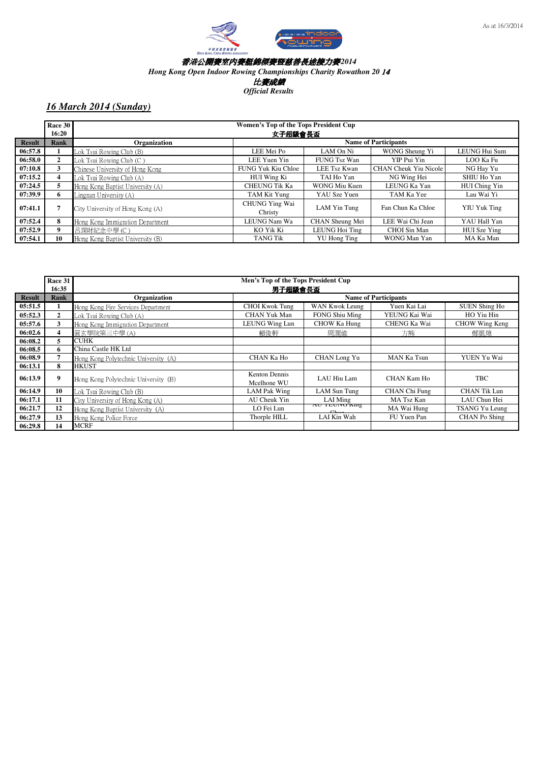香港公開賽室內賽艇錦標賽暨慈善長途接力賽2014

*Hong Kong Open Indoor Rowing Championships Charity Rowathon 20 14*

比賽成績

*Official Results*

## *16 March 2014 (Sunday)*

| | Race 30 16:20 | Women's Top of the Tops President Cup 女子超級會長盃 | | | | |
|---|---|---|---|---|---|---|
| **Result** | **Rank** | **Organization** | **Name of Participants** | | | |
| 06:57.8 | 1 | Lok Tsui Rowing Club (B) | LEE Mei Po | LAM On Ni | WONG Sheung Yi | LEUNG Hui Sum |
| 06:58.0 | 2 | Lok Tsui Rowing Club (C ) | LEE Yuen Yin | FUNG Tsz Wan | YIP Pui Yin | LOO Ka Fu |
| 07:10.8 | 3 | Chinese University of Hong Kong | FUNG Yuk Kiu Chloe | LEE Tsz Kwan | CHAN Cheuk Yiu Nicole | NG Hay Yu |
| 07:15.2 | 4 | Lok Tsui Rowing Club (A) | HUI Wing Ki | TAI Ho Yan | NG Wing Hei | SHIU Ho Yan |
| 07:24.5 | 5 | Hong Kong Baptist University (A) | CHEUNG Tik Ka | WONG Miu Kuen | LEUNG Ka Yan | HUI Ching Yin |
| 07:39.9 | 6 | Lingnan University (A) | TAM Kit Yung | YAU Sze Yuen | TAM Ka Yee | Lau Wai Yi |
| 07:41.1 | 7 | City University of Hong Kong (A) | CHUNG Ying Wai Christy | LAM Yin Tung | Fan Chun Ka Chloe | YIU Yuk Ting |
| 07:52.4 | 8 | Hong Kong Immigration Department | LEUNG Nam Wa | CHAN Sheung Mei | LEE Wai Chi Jean | YAU Hall Yan |
| 07:52.9 | 9 | 呂澗財紀念中學 (C ) | KO Yik Ki | LEUNG Hoi Ting | CHOI Sin Man | HUI Sze Ying |
| 07:54.1 | 10 | Hong Kong Baptist University (B) | TANG Tik | YU Hong Ting | WONG Man Yan | MA Ka Man |

| | Race 31 16:35 | Men's Top of the Tops President Cup 男子超級會長盃 | | | | |
|---|---|---|---|---|---|---|
| **Result** | **Rank** | **Organization** | **Name of Participants** | | | |
| 05:51.5 | 1 | Hong Kong Fire Services Department | CHOI Kwok Tung | WAN Kwok Leung | Yuen Kai Lai | SUEN Shing Ho |
| 05:52.3 | 2 | Lok Tsui Rowing Club (A) | CHAN Yuk Man | FONG Shiu Ming | YEUNG Kai Wai | HO Yiu Hin |
| 05:57.6 | 3 | Hong Kong Immigration Department | LEUNG Wing Lun | CHOW Ka Hung | CHENG Ka Wai | CHOW Wing Keng |
| 06:02.6 | 4 | 圓玄學院第三中學 (A) | 賴俊軒 | 周潤維 | 方熊 | 鄭凱煒 |
| 06:08.2 | 5 | CUHK | | | | |
| 06:08.5 | 6 | China Castle HK Ltd | | | | |
| 06:08.9 | 7 | Hong Kong Polytechnic University (A) | CHAN Ka Ho | CHAN Long Yu | MAN Ka Tsun | YUEN Yu Wai |
| 06:13.1 | 8 | HKUST | | | | |
| 06:13.9 | 9 | Hong Kong Polytechnic University (B) | Kenton Dennis Mcelhone WU | LAU Hiu Lam | CHAN Kam Ho | TBC |
| 06:14.9 | 10 | Lok Tsui Rowing Club (B) | LAM Pak Wing | LAM Sun Tung | CHAN Chi Fung | CHAN Tik Lun |
| 06:17.1 | 11 | City University of Hong Kong (A) | AU Cheuk Yin | LAI Ming | MA Tsz Kan | LAU Chun Hei |
| 06:21.7 | 12 | Hong Kong Baptist University (A) | LO Fei Lun | AU TEUNG King Chun | MA Wai Hung | TSANG Yu Leung |
| 06:27.9 | 13 | Hong Kong Police Force | Thorple HILL | LAI Kin Wah | FU Yuen Pan | CHAN Po Shing |
| 06:29.8 | 14 | MCRF | | | | |